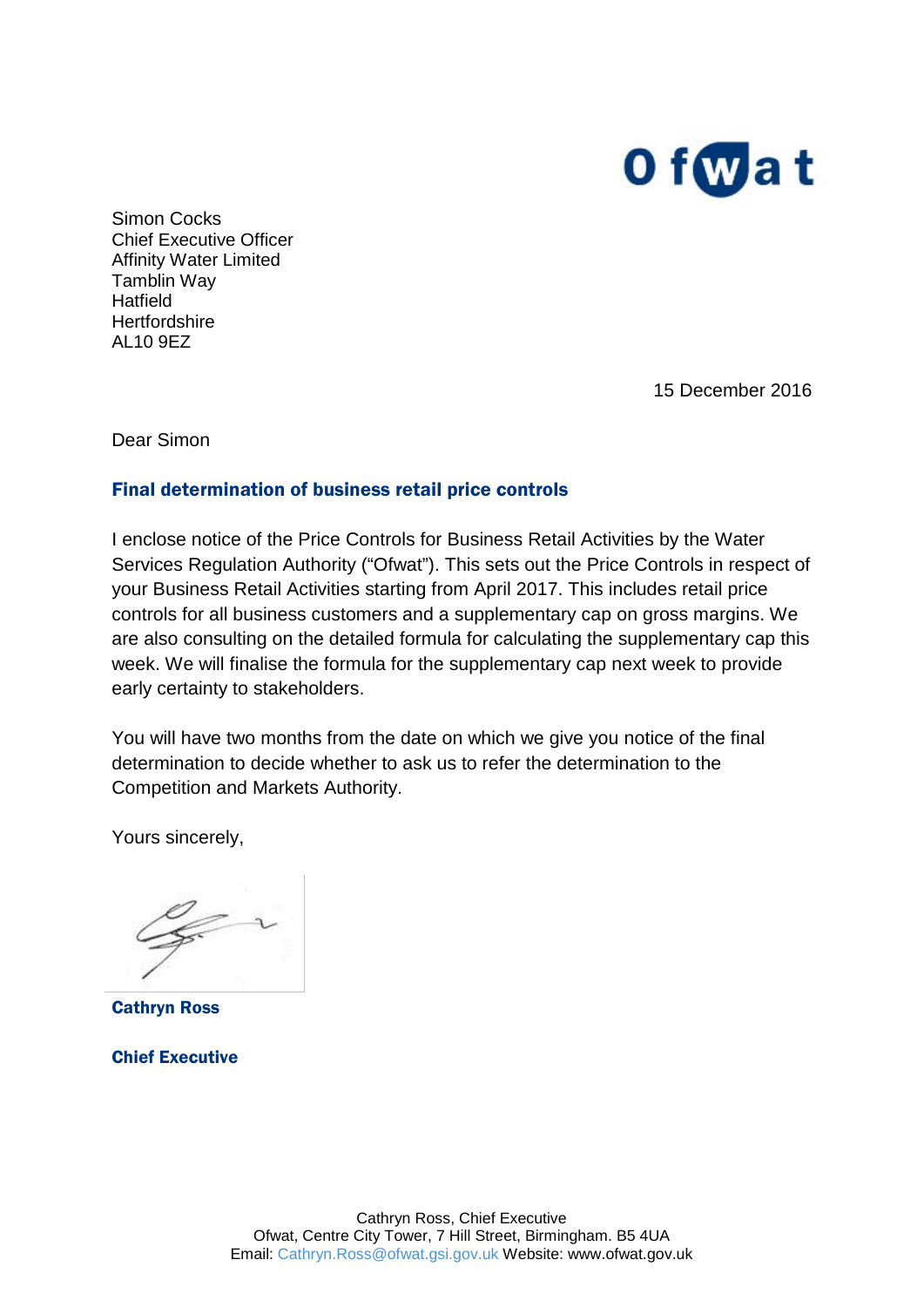Ofwat

Simon Cocks
Chief Executive Officer
Affinity Water Limited
Tamblin Way
Hatfield
Hertfordshire
AL10 9EZ

15 December 2016

Dear Simon

## Final determination of business retail price controls

I enclose notice of the Price Controls for Business Retail Activities by the Water Services Regulation Authority ("Ofwat"). This sets out the Price Controls in respect of your Business Retail Activities starting from April 2017. This includes retail price controls for all business customers and a supplementary cap on gross margins. We are also consulting on the detailed formula for calculating the supplementary cap this week. We will finalise the formula for the supplementary cap next week to provide early certainty to stakeholders.

You will have two months from the date on which we give you notice of the final determination to decide whether to ask us to refer the determination to the Competition and Markets Authority.

Yours sincerely,

**Cathryn Ross**

**Chief Executive**

Cathryn Ross, Chief Executive
Ofwat, Centre City Tower, 7 Hill Street, Birmingham. B5 4UA
Email: Cathryn.Ross@ofwat.gsi.gov.uk Website: www.ofwat.gov.uk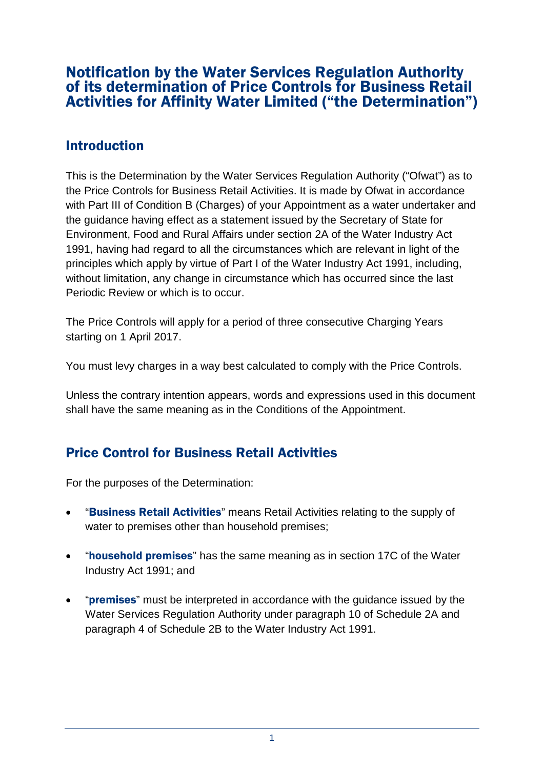# Notification by the Water Services Regulation Authority of its determination of Price Controls for Business Retail Activities for Affinity Water Limited ("the Determination")

## Introduction

This is the Determination by the Water Services Regulation Authority ("Ofwat") as to the Price Controls for Business Retail Activities. It is made by Ofwat in accordance with Part III of Condition B (Charges) of your Appointment as a water undertaker and the guidance having effect as a statement issued by the Secretary of State for Environment, Food and Rural Affairs under section 2A of the Water Industry Act 1991, having had regard to all the circumstances which are relevant in light of the principles which apply by virtue of Part I of the Water Industry Act 1991, including, without limitation, any change in circumstance which has occurred since the last Periodic Review or which is to occur.

The Price Controls will apply for a period of three consecutive Charging Years starting on 1 April 2017.

You must levy charges in a way best calculated to comply with the Price Controls.

Unless the contrary intention appears, words and expressions used in this document shall have the same meaning as in the Conditions of the Appointment.

## Price Control for Business Retail Activities

For the purposes of the Determination:

- "**Business Retail Activities**" means Retail Activities relating to the supply of water to premises other than household premises;
- "**household premises**" has the same meaning as in section 17C of the Water Industry Act 1991; and
- "**premises**" must be interpreted in accordance with the guidance issued by the Water Services Regulation Authority under paragraph 10 of Schedule 2A and paragraph 4 of Schedule 2B to the Water Industry Act 1991.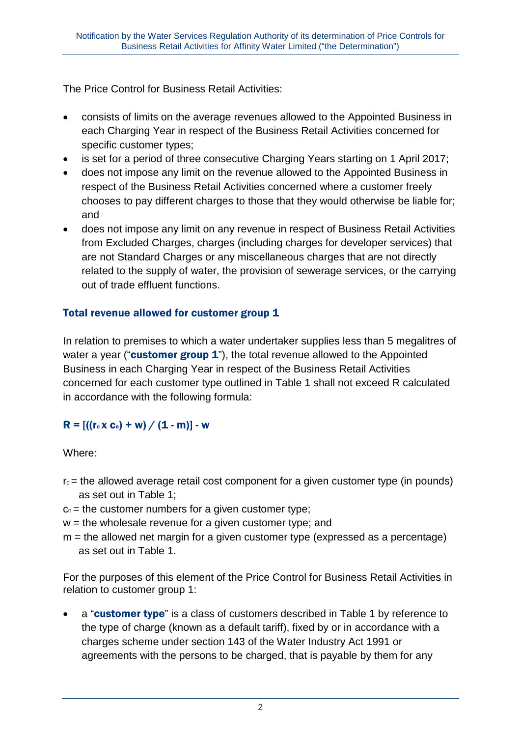The Price Control for Business Retail Activities:

- consists of limits on the average revenues allowed to the Appointed Business in each Charging Year in respect of the Business Retail Activities concerned for specific customer types;
- is set for a period of three consecutive Charging Years starting on 1 April 2017;
- does not impose any limit on the revenue allowed to the Appointed Business in respect of the Business Retail Activities concerned where a customer freely chooses to pay different charges to those that they would otherwise be liable for; and
- does not impose any limit on any revenue in respect of Business Retail Activities from Excluded Charges, charges (including charges for developer services) that are not Standard Charges or any miscellaneous charges that are not directly related to the supply of water, the provision of sewerage services, or the carrying out of trade effluent functions.

## Total revenue allowed for customer group 1

In relation to premises to which a water undertaker supplies less than 5 megalitres of water a year ("**customer group 1**"), the total revenue allowed to the Appointed Business in each Charging Year in respect of the Business Retail Activities concerned for each customer type outlined in Table 1 shall not exceed R calculated in accordance with the following formula:

$$\mathbf{R = [((r_c \times c_n) + w) / (1 - m)] - w}$$

Where:

$r_c$ = the allowed average retail cost component for a given customer type (in pounds) as set out in Table 1;
$c_n$ = the customer numbers for a given customer type;
w = the wholesale revenue for a given customer type; and
m = the allowed net margin for a given customer type (expressed as a percentage) as set out in Table 1.

For the purposes of this element of the Price Control for Business Retail Activities in relation to customer group 1:

- a "**customer type**" is a class of customers described in Table 1 by reference to the type of charge (known as a default tariff), fixed by or in accordance with a charges scheme under section 143 of the Water Industry Act 1991 or agreements with the persons to be charged, that is payable by them for any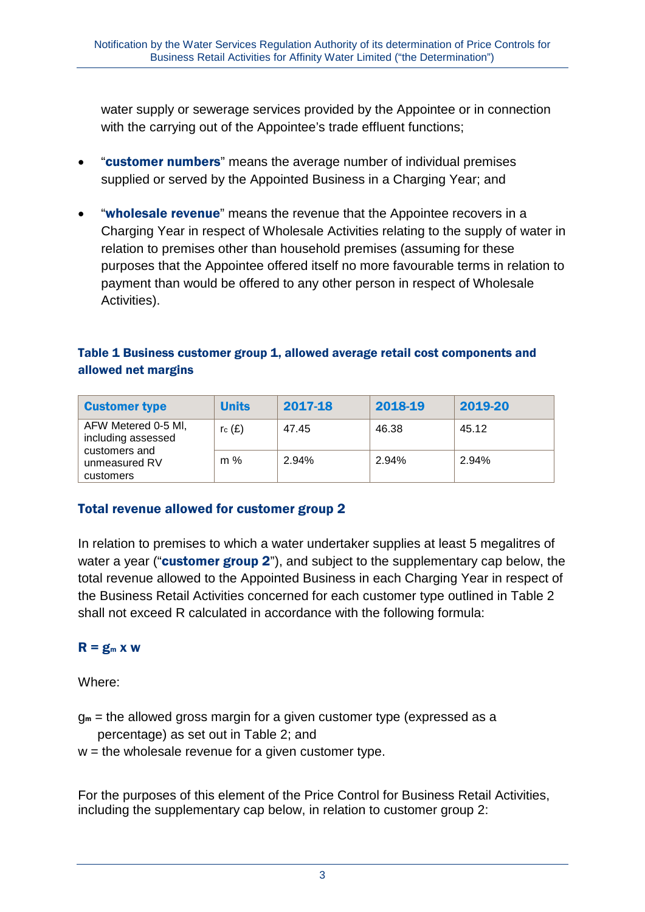water supply or sewerage services provided by the Appointee or in connection with the carrying out of the Appointee's trade effluent functions;

- "**customer numbers**" means the average number of individual premises supplied or served by the Appointed Business in a Charging Year; and
- "**wholesale revenue**" means the revenue that the Appointee recovers in a Charging Year in respect of Wholesale Activities relating to the supply of water in relation to premises other than household premises (assuming for these purposes that the Appointee offered itself no more favourable terms in relation to payment than would be offered to any other person in respect of Wholesale Activities).

#### Table 1 Business customer group 1, allowed average retail cost components and allowed net margins

| Customer type | Units | 2017-18 | 2018-19 | 2019-20 |
|---|---|---|---|---|
| AFW Metered 0-5 Ml, including assessed customers and unmeasured RV customers | $r_c$ (£) | 47.45 | 46.38 | 45.12 |
| | m % | 2.94% | 2.94% | 2.94% |

#### Total revenue allowed for customer group 2

In relation to premises to which a water undertaker supplies at least 5 megalitres of water a year ("**customer group 2**"), and subject to the supplementary cap below, the total revenue allowed to the Appointed Business in each Charging Year in respect of the Business Retail Activities concerned for each customer type outlined in Table 2 shall not exceed R calculated in accordance with the following formula:

$$R = g_m \times w$$

Where:

$g_m$ = the allowed gross margin for a given customer type (expressed as a percentage) as set out in Table 2; and
w = the wholesale revenue for a given customer type.

For the purposes of this element of the Price Control for Business Retail Activities, including the supplementary cap below, in relation to customer group 2: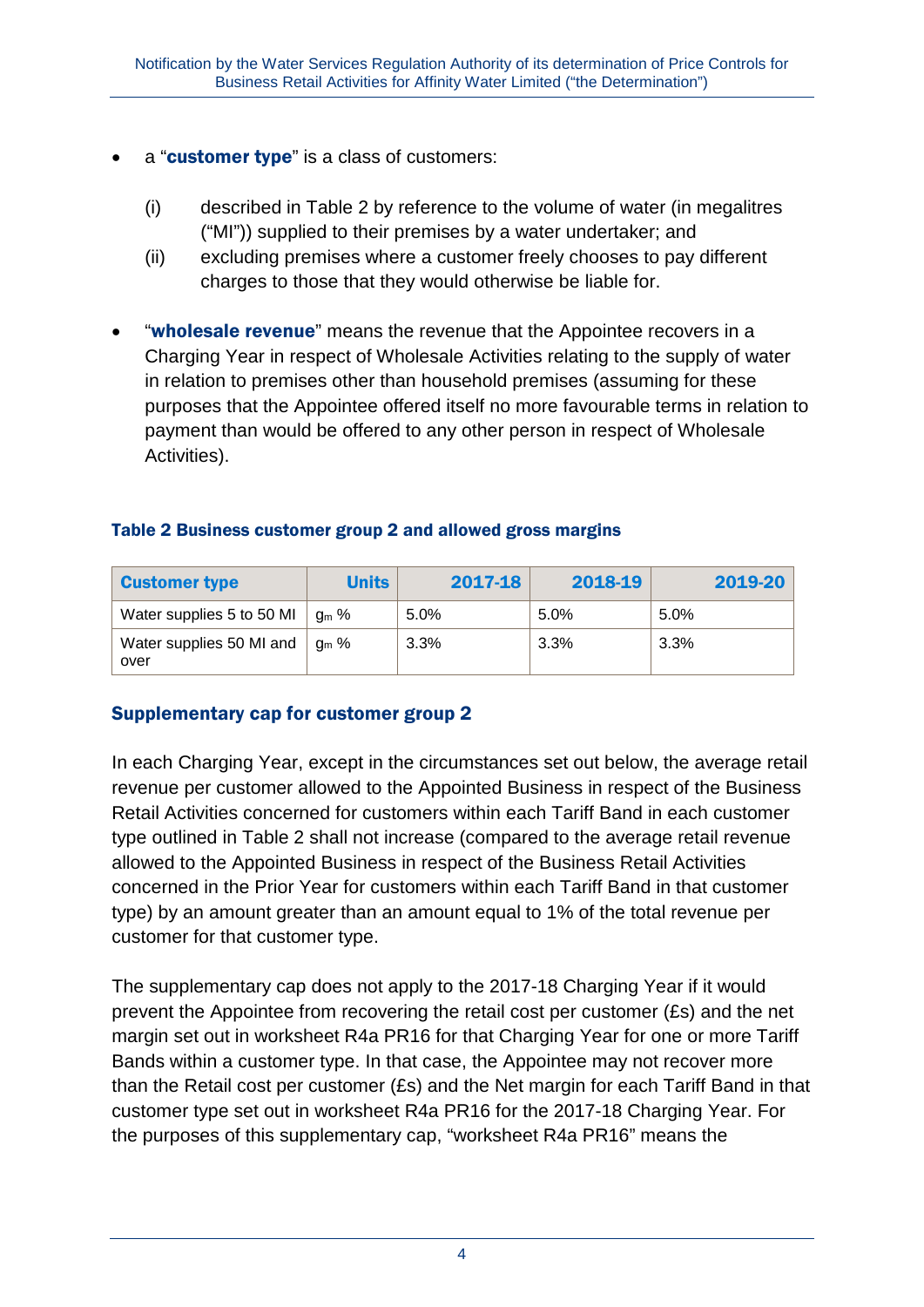- a "**customer type**" is a class of customers:

  (i) described in Table 2 by reference to the volume of water (in megalitres ("Ml")) supplied to their premises by a water undertaker; and

  (ii) excluding premises where a customer freely chooses to pay different charges to those that they would otherwise be liable for.

- "**wholesale revenue**" means the revenue that the Appointee recovers in a Charging Year in respect of Wholesale Activities relating to the supply of water in relation to premises other than household premises (assuming for these purposes that the Appointee offered itself no more favourable terms in relation to payment than would be offered to any other person in respect of Wholesale Activities).

### Table 2 Business customer group 2 and allowed gross margins

| Customer type | Units | 2017-18 | 2018-19 | 2019-20 |
|---|---|---|---|---|
| Water supplies 5 to 50 Ml | $g_m$ % | 5.0% | 5.0% | 5.0% |
| Water supplies 50 Ml and over | $g_m$ % | 3.3% | 3.3% | 3.3% |

### Supplementary cap for customer group 2

In each Charging Year, except in the circumstances set out below, the average retail revenue per customer allowed to the Appointed Business in respect of the Business Retail Activities concerned for customers within each Tariff Band in each customer type outlined in Table 2 shall not increase (compared to the average retail revenue allowed to the Appointed Business in respect of the Business Retail Activities concerned in the Prior Year for customers within each Tariff Band in that customer type) by an amount greater than an amount equal to 1% of the total revenue per customer for that customer type.

The supplementary cap does not apply to the 2017-18 Charging Year if it would prevent the Appointee from recovering the retail cost per customer (£s) and the net margin set out in worksheet R4a PR16 for that Charging Year for one or more Tariff Bands within a customer type. In that case, the Appointee may not recover more than the Retail cost per customer (£s) and the Net margin for each Tariff Band in that customer type set out in worksheet R4a PR16 for the 2017-18 Charging Year. For the purposes of this supplementary cap, "worksheet R4a PR16" means the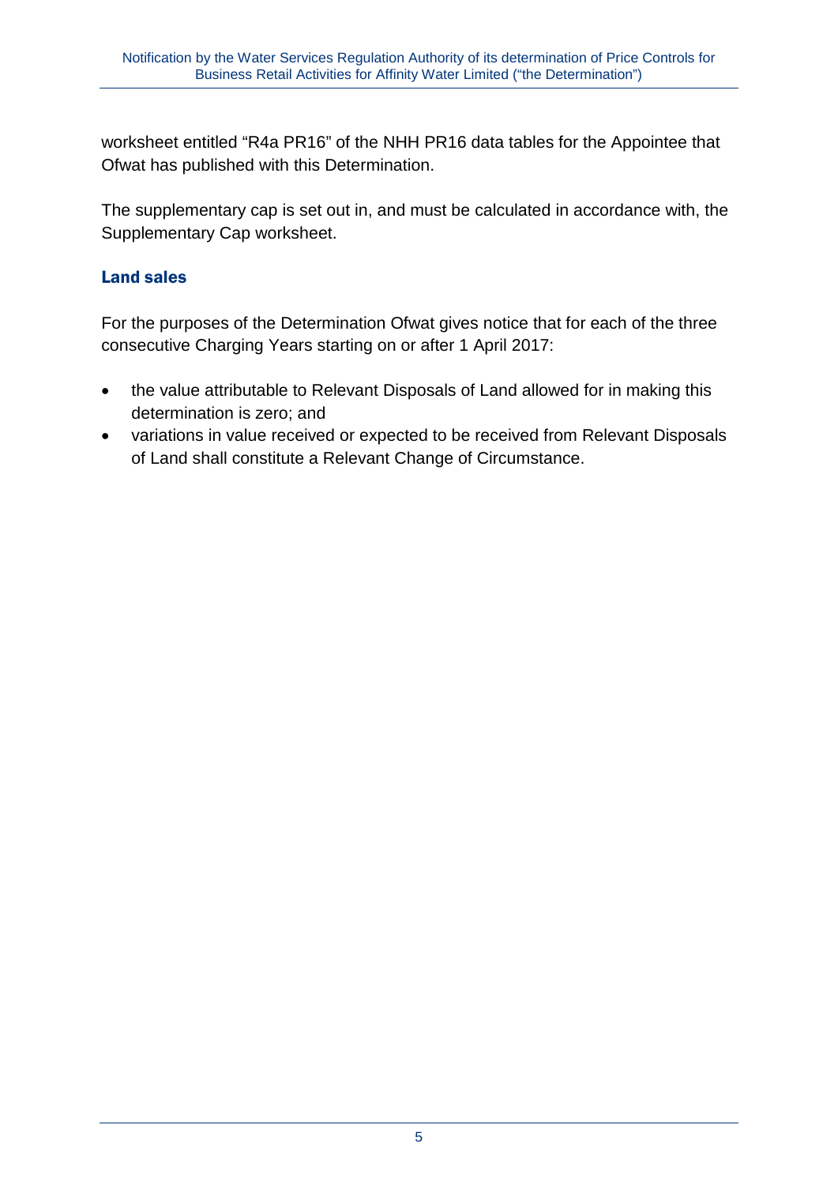worksheet entitled “R4a PR16” of the NHH PR16 data tables for the Appointee that Ofwat has published with this Determination.

The supplementary cap is set out in, and must be calculated in accordance with, the Supplementary Cap worksheet.

### Land sales

For the purposes of the Determination Ofwat gives notice that for each of the three consecutive Charging Years starting on or after 1 April 2017:

- the value attributable to Relevant Disposals of Land allowed for in making this determination is zero; and
- variations in value received or expected to be received from Relevant Disposals of Land shall constitute a Relevant Change of Circumstance.